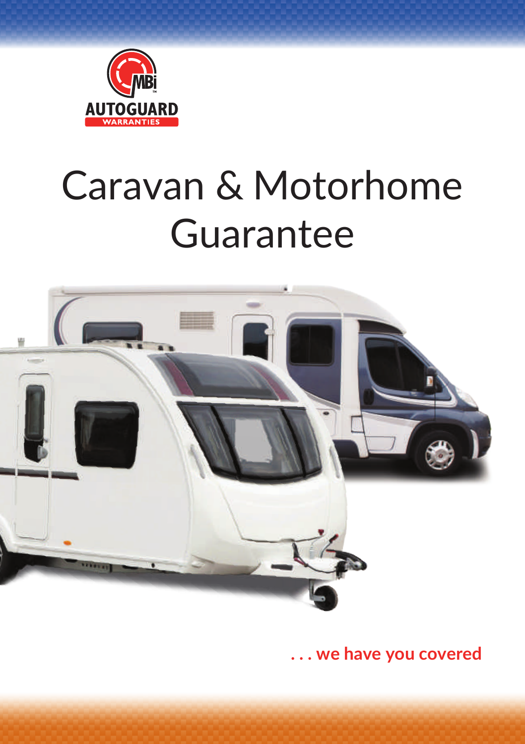MBi AUTOGUARD WARRANTIES

# Caravan & Motorhome Guarantee

**. . . we have you covered**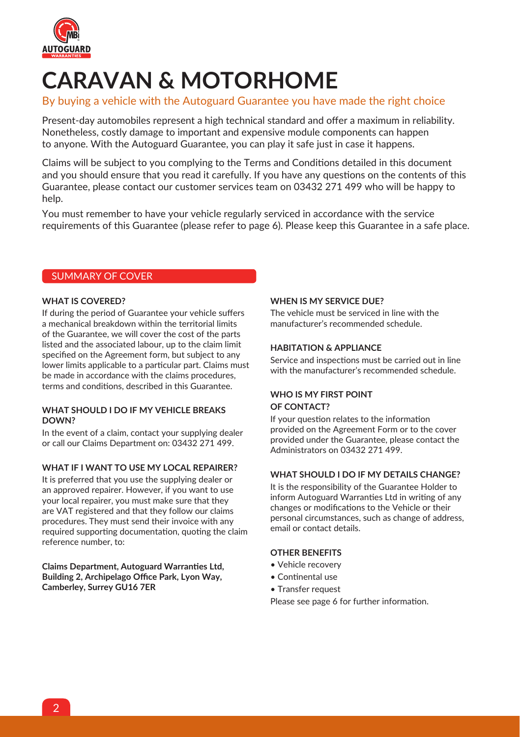# CARAVAN & MOTORHOME

By buying a vehicle with the Autoguard Guarantee you have made the right choice

Present-day automobiles represent a high technical standard and offer a maximum in reliability. Nonetheless, costly damage to important and expensive module components can happen to anyone. With the Autoguard Guarantee, you can play it safe just in case it happens.

Claims will be subject to you complying to the Terms and Conditions detailed in this document and you should ensure that you read it carefully. If you have any questions on the contents of this Guarantee, please contact our customer services team on 03432 271 499 who will be happy to help.

You must remember to have your vehicle regularly serviced in accordance with the service requirements of this Guarantee (please refer to page 6). Please keep this Guarantee in a safe place.

## SUMMARY OF COVER

### WHAT IS COVERED?

If during the period of Guarantee your vehicle suffers a mechanical breakdown within the territorial limits of the Guarantee, we will cover the cost of the parts listed and the associated labour, up to the claim limit specified on the Agreement form, but subject to any lower limits applicable to a particular part. Claims must be made in accordance with the claims procedures, terms and conditions, described in this Guarantee.

### WHAT SHOULD I DO IF MY VEHICLE BREAKS DOWN?

In the event of a claim, contact your supplying dealer or call our Claims Department on: 03432 271 499.

### WHAT IF I WANT TO USE MY LOCAL REPAIRER?

It is preferred that you use the supplying dealer or an approved repairer. However, if you want to use your local repairer, you must make sure that they are VAT registered and that they follow our claims procedures. They must send their invoice with any required supporting documentation, quoting the claim reference number, to:

**Claims Department, Autoguard Warranties Ltd, Building 2, Archipelago Office Park, Lyon Way, Camberley, Surrey GU16 7ER**

### WHEN IS MY SERVICE DUE?

The vehicle must be serviced in line with the manufacturer's recommended schedule.

### HABITATION & APPLIANCE

Service and inspections must be carried out in line with the manufacturer's recommended schedule.

### WHO IS MY FIRST POINT OF CONTACT?

If your question relates to the information provided on the Agreement Form or to the cover provided under the Guarantee, please contact the Administrators on 03432 271 499.

### WHAT SHOULD I DO IF MY DETAILS CHANGE?

It is the responsibility of the Guarantee Holder to inform Autoguard Warranties Ltd in writing of any changes or modifications to the Vehicle or their personal circumstances, such as change of address, email or contact details.

### OTHER BENEFITS

- Vehicle recovery
- Continental use
- Transfer request

Please see page 6 for further information.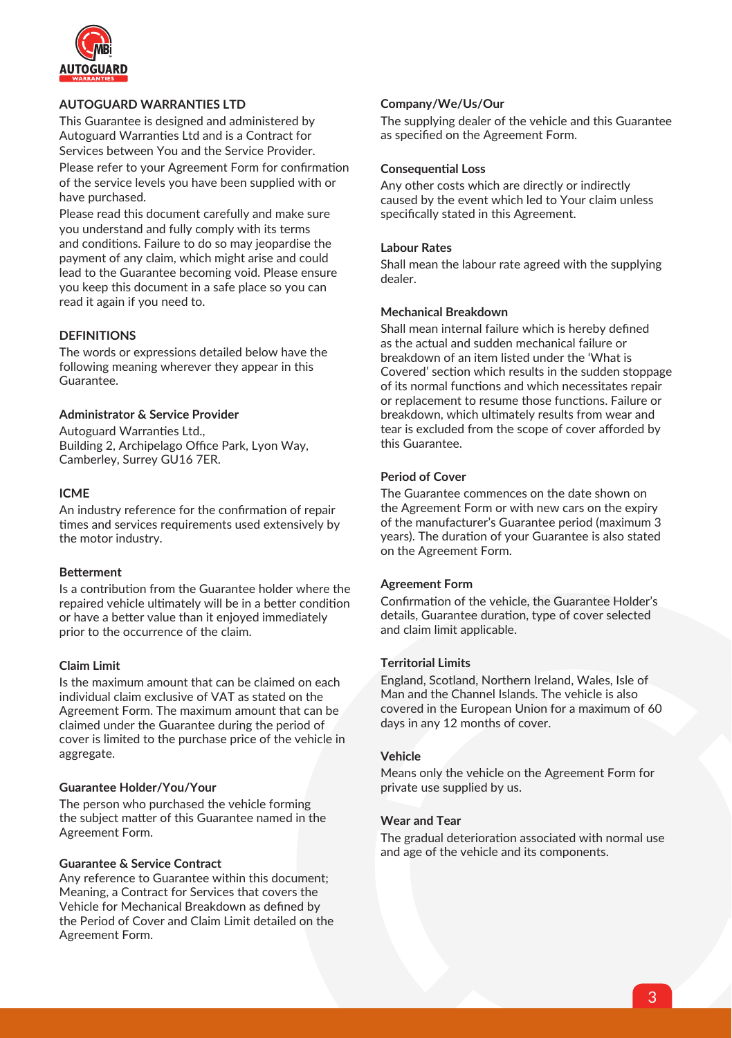## AUTOGUARD WARRANTIES LTD

This Guarantee is designed and administered by Autoguard Warranties Ltd and is a Contract for Services between You and the Service Provider.

Please refer to your Agreement Form for confirmation of the service levels you have been supplied with or have purchased.

Please read this document carefully and make sure you understand and fully comply with its terms and conditions. Failure to do so may jeopardise the payment of any claim, which might arise and could lead to the Guarantee becoming void. Please ensure you keep this document in a safe place so you can read it again if you need to.

## DEFINITIONS

The words or expressions detailed below have the following meaning wherever they appear in this Guarantee.

### Administrator & Service Provider

Autoguard Warranties Ltd.,
Building 2, Archipelago Office Park, Lyon Way,
Camberley, Surrey GU16 7ER.

### ICME

An industry reference for the confirmation of repair times and services requirements used extensively by the motor industry.

### Betterment

Is a contribution from the Guarantee holder where the repaired vehicle ultimately will be in a better condition or have a better value than it enjoyed immediately prior to the occurrence of the claim.

### Claim Limit

Is the maximum amount that can be claimed on each individual claim exclusive of VAT as stated on the Agreement Form. The maximum amount that can be claimed under the Guarantee during the period of cover is limited to the purchase price of the vehicle in aggregate.

### Guarantee Holder/You/Your

The person who purchased the vehicle forming the subject matter of this Guarantee named in the Agreement Form.

### Guarantee & Service Contract

Any reference to Guarantee within this document; Meaning, a Contract for Services that covers the Vehicle for Mechanical Breakdown as defined by the Period of Cover and Claim Limit detailed on the Agreement Form.

### Company/We/Us/Our

The supplying dealer of the vehicle and this Guarantee as specified on the Agreement Form.

### Consequential Loss

Any other costs which are directly or indirectly caused by the event which led to Your claim unless specifically stated in this Agreement.

### Labour Rates

Shall mean the labour rate agreed with the supplying dealer.

### Mechanical Breakdown

Shall mean internal failure which is hereby defined as the actual and sudden mechanical failure or breakdown of an item listed under the 'What is Covered' section which results in the sudden stoppage of its normal functions and which necessitates repair or replacement to resume those functions. Failure or breakdown, which ultimately results from wear and tear is excluded from the scope of cover afforded by this Guarantee.

### Period of Cover

The Guarantee commences on the date shown on the Agreement Form or with new cars on the expiry of the manufacturer's Guarantee period (maximum 3 years). The duration of your Guarantee is also stated on the Agreement Form.

### Agreement Form

Confirmation of the vehicle, the Guarantee Holder's details, Guarantee duration, type of cover selected and claim limit applicable.

### Territorial Limits

England, Scotland, Northern Ireland, Wales, Isle of Man and the Channel Islands. The vehicle is also covered in the European Union for a maximum of 60 days in any 12 months of cover.

### Vehicle

Means only the vehicle on the Agreement Form for private use supplied by us.

### Wear and Tear

The gradual deterioration associated with normal use and age of the vehicle and its components.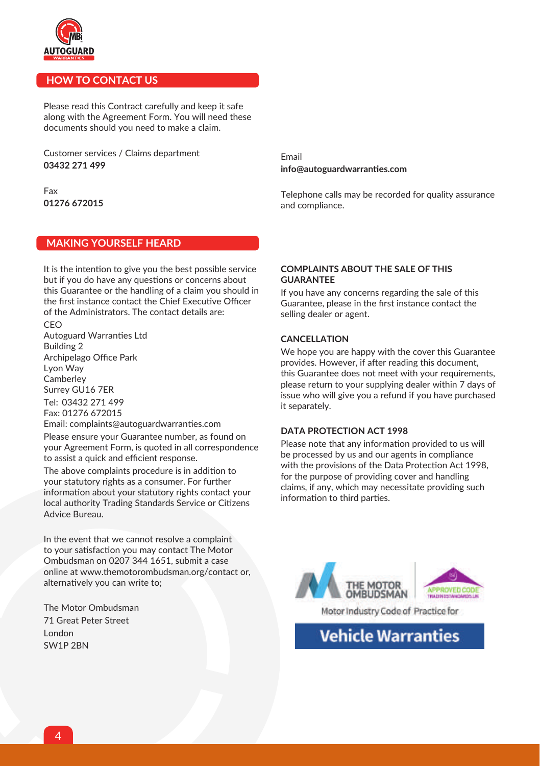## HOW TO CONTACT US

Please read this Contract carefully and keep it safe along with the Agreement Form. You will need these documents should you need to make a claim.

Customer services / Claims department
**03432 271 499**

Fax
**01276 672015**

Email
**info@autoguardwarranties.com**

Telephone calls may be recorded for quality assurance and compliance.

## MAKING YOURSELF HEARD

It is the intention to give you the best possible service but if you do have any questions or concerns about this Guarantee or the handling of a claim you should in the first instance contact the Chief Executive Officer of the Administrators. The contact details are:

CEO
Autoguard Warranties Ltd
Building 2
Archipelago Office Park
Lyon Way
Camberley
Surrey GU16 7ER
Tel: 03432 271 499
Fax: 01276 672015
Email: complaints@autoguardwarranties.com

Please ensure your Guarantee number, as found on your Agreement Form, is quoted in all correspondence to assist a quick and efficient response.

The above complaints procedure is in addition to your statutory rights as a consumer. For further information about your statutory rights contact your local authority Trading Standards Service or Citizens Advice Bureau.

In the event that we cannot resolve a complaint to your satisfaction you may contact The Motor Ombudsman on 0207 344 1651, submit a case online at www.themotorombudsman.org/contact or, alternatively you can write to;

The Motor Ombudsman
71 Great Peter Street
London
SW1P 2BN

### COMPLAINTS ABOUT THE SALE OF THIS GUARANTEE

If you have any concerns regarding the sale of this Guarantee, please in the first instance contact the selling dealer or agent.

### CANCELLATION

We hope you are happy with the cover this Guarantee provides. However, if after reading this document, this Guarantee does not meet with your requirements, please return to your supplying dealer within 7 days of issue who will give you a refund if you have purchased it separately.

### DATA PROTECTION ACT 1998

Please note that any information provided to us will be processed by us and our agents in compliance with the provisions of the Data Protection Act 1998, for the purpose of providing cover and handling claims, if any, which may necessitate providing such information to third parties.

THE MOTOR OMBUDSMAN | APPROVED CODE TRADINGSTANDARDS.UK

Motor Industry Code of Practice for

**Vehicle Warranties**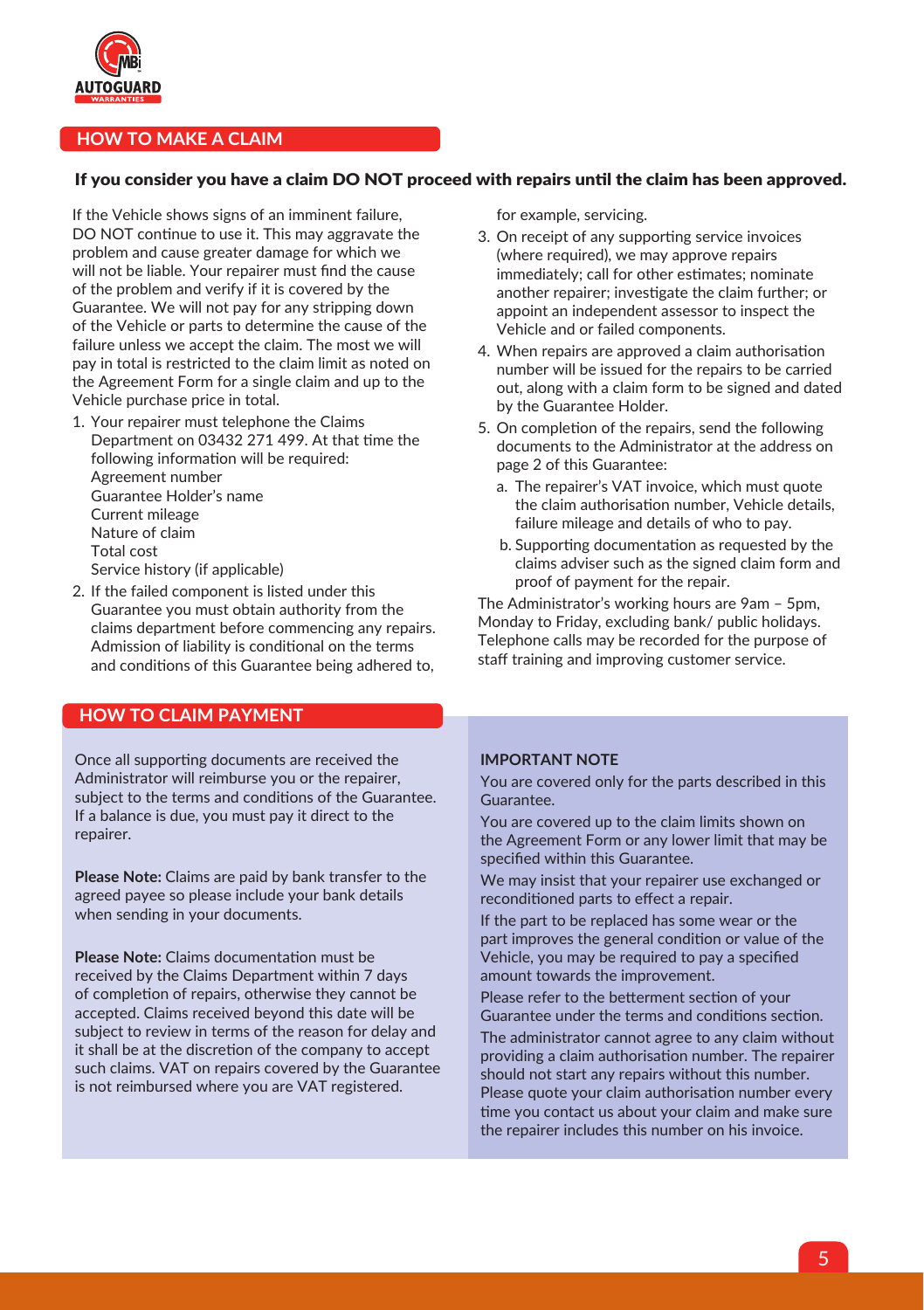## HOW TO MAKE A CLAIM

**If you consider you have a claim DO NOT proceed with repairs until the claim has been approved.**

If the Vehicle shows signs of an imminent failure, DO NOT continue to use it. This may aggravate the problem and cause greater damage for which we will not be liable. Your repairer must find the cause of the problem and verify if it is covered by the Guarantee. We will not pay for any stripping down of the Vehicle or parts to determine the cause of the failure unless we accept the claim. The most we will pay in total is restricted to the claim limit as noted on the Agreement Form for a single claim and up to the Vehicle purchase price in total.

1. Your repairer must telephone the Claims Department on 03432 271 499. At that time the following information will be required:
   Agreement number
   Guarantee Holder's name
   Current mileage
   Nature of claim
   Total cost
   Service history (if applicable)
2. If the failed component is listed under this Guarantee you must obtain authority from the claims department before commencing any repairs. Admission of liability is conditional on the terms and conditions of this Guarantee being adhered to, for example, servicing.
3. On receipt of any supporting service invoices (where required), we may approve repairs immediately; call for other estimates; nominate another repairer; investigate the claim further; or appoint an independent assessor to inspect the Vehicle and or failed components.
4. When repairs are approved a claim authorisation number will be issued for the repairs to be carried out, along with a claim form to be signed and dated by the Guarantee Holder.
5. On completion of the repairs, send the following documents to the Administrator at the address on page 2 of this Guarantee:
   a. The repairer's VAT invoice, which must quote the claim authorisation number, Vehicle details, failure mileage and details of who to pay.
   b. Supporting documentation as requested by the claims adviser such as the signed claim form and proof of payment for the repair.

The Administrator's working hours are 9am – 5pm, Monday to Friday, excluding bank/ public holidays. Telephone calls may be recorded for the purpose of staff training and improving customer service.

## HOW TO CLAIM PAYMENT

Once all supporting documents are received the Administrator will reimburse you or the repairer, subject to the terms and conditions of the Guarantee. If a balance is due, you must pay it direct to the repairer.

**Please Note:** Claims are paid by bank transfer to the agreed payee so please include your bank details when sending in your documents.

**Please Note:** Claims documentation must be received by the Claims Department within 7 days of completion of repairs, otherwise they cannot be accepted. Claims received beyond this date will be subject to review in terms of the reason for delay and it shall be at the discretion of the company to accept such claims. VAT on repairs covered by the Guarantee is not reimbursed where you are VAT registered.

**IMPORTANT NOTE**

You are covered only for the parts described in this Guarantee.

You are covered up to the claim limits shown on the Agreement Form or any lower limit that may be specified within this Guarantee.

We may insist that your repairer use exchanged or reconditioned parts to effect a repair.

If the part to be replaced has some wear or the part improves the general condition or value of the Vehicle, you may be required to pay a specified amount towards the improvement.

Please refer to the betterment section of your Guarantee under the terms and conditions section.

The administrator cannot agree to any claim without providing a claim authorisation number. The repairer should not start any repairs without this number. Please quote your claim authorisation number every time you contact us about your claim and make sure the repairer includes this number on his invoice.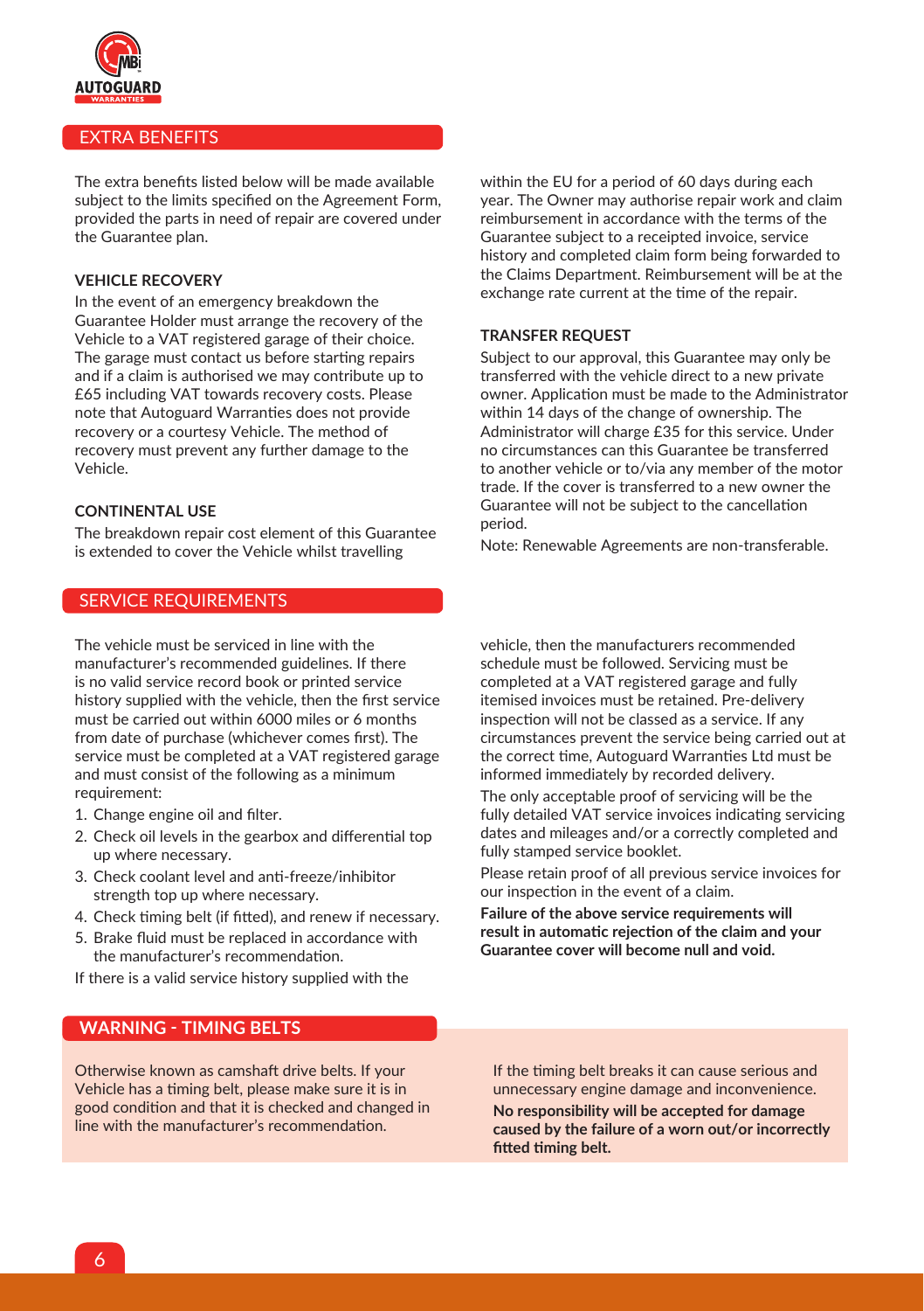## EXTRA BENEFITS

The extra benefits listed below will be made available subject to the limits specified on the Agreement Form, provided the parts in need of repair are covered under the Guarantee plan.

### VEHICLE RECOVERY

In the event of an emergency breakdown the Guarantee Holder must arrange the recovery of the Vehicle to a VAT registered garage of their choice. The garage must contact us before starting repairs and if a claim is authorised we may contribute up to £65 including VAT towards recovery costs. Please note that Autoguard Warranties does not provide recovery or a courtesy Vehicle. The method of recovery must prevent any further damage to the Vehicle.

### CONTINENTAL USE

The breakdown repair cost element of this Guarantee is extended to cover the Vehicle whilst travelling within the EU for a period of 60 days during each year. The Owner may authorise repair work and claim reimbursement in accordance with the terms of the Guarantee subject to a receipted invoice, service history and completed claim form being forwarded to the Claims Department. Reimbursement will be at the exchange rate current at the time of the repair.

### TRANSFER REQUEST

Subject to our approval, this Guarantee may only be transferred with the vehicle direct to a new private owner. Application must be made to the Administrator within 14 days of the change of ownership. The Administrator will charge £35 for this service. Under no circumstances can this Guarantee be transferred to another vehicle or to/via any member of the motor trade. If the cover is transferred to a new owner the Guarantee will not be subject to the cancellation period.

Note: Renewable Agreements are non-transferable.

## SERVICE REQUIREMENTS

The vehicle must be serviced in line with the manufacturer's recommended guidelines. If there is no valid service record book or printed service history supplied with the vehicle, then the first service must be carried out within 6000 miles or 6 months from date of purchase (whichever comes first). The service must be completed at a VAT registered garage and must consist of the following as a minimum requirement:

1. Change engine oil and filter.
2. Check oil levels in the gearbox and differential top up where necessary.
3. Check coolant level and anti-freeze/inhibitor strength top up where necessary.
4. Check timing belt (if fitted), and renew if necessary.
5. Brake fluid must be replaced in accordance with the manufacturer's recommendation.

If there is a valid service history supplied with the vehicle, then the manufacturers recommended schedule must be followed. Servicing must be completed at a VAT registered garage and fully itemised invoices must be retained. Pre-delivery inspection will not be classed as a service. If any circumstances prevent the service being carried out at the correct time, Autoguard Warranties Ltd must be informed immediately by recorded delivery.

The only acceptable proof of servicing will be the fully detailed VAT service invoices indicating servicing dates and mileages and/or a correctly completed and fully stamped service booklet.

Please retain proof of all previous service invoices for our inspection in the event of a claim.

**Failure of the above service requirements will result in automatic rejection of the claim and your Guarantee cover will become null and void.**

## WARNING - TIMING BELTS

Otherwise known as camshaft drive belts. If your Vehicle has a timing belt, please make sure it is in good condition and that it is checked and changed in line with the manufacturer's recommendation.

If the timing belt breaks it can cause serious and unnecessary engine damage and inconvenience.

**No responsibility will be accepted for damage caused by the failure of a worn out/or incorrectly fitted timing belt.**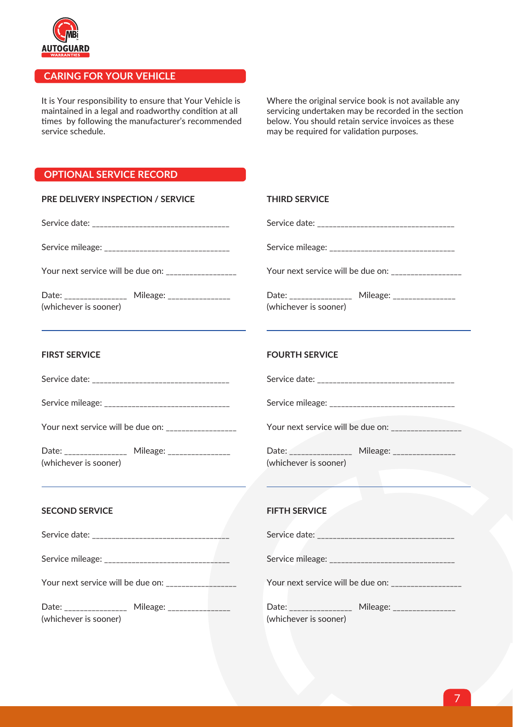AUTOGUARD WARRANTIES

## CARING FOR YOUR VEHICLE

It is Your responsibility to ensure that Your Vehicle is maintained in a legal and roadworthy condition at all times by following the manufacturer's recommended service schedule.

Where the original service book is not available any servicing undertaken may be recorded in the section below. You should retain service invoices as these may be required for validation purposes.

## OPTIONAL SERVICE RECORD

### PRE DELIVERY INSPECTION / SERVICE

Service date: ________________________________

Service mileage: _____________________________

Your next service will be due on: ________________

Date: ______________ Mileage: ______________
(whichever is sooner)

### FIRST SERVICE

Service date: ________________________________

Service mileage: _____________________________

Your next service will be due on: ________________

Date: ______________ Mileage: ______________
(whichever is sooner)

### SECOND SERVICE

Service date: ________________________________

Service mileage: _____________________________

Your next service will be due on: ________________

Date: ______________ Mileage: ______________
(whichever is sooner)

### THIRD SERVICE

Service date: ________________________________

Service mileage: _____________________________

Your next service will be due on: ________________

Date: ______________ Mileage: ______________
(whichever is sooner)

### FOURTH SERVICE

Service date: ________________________________

Service mileage: _____________________________

Your next service will be due on: ________________

Date: ______________ Mileage: ______________
(whichever is sooner)

### FIFTH SERVICE

Service date: ________________________________

Service mileage: _____________________________

Your next service will be due on: ________________

Date: ______________ Mileage: ______________
(whichever is sooner)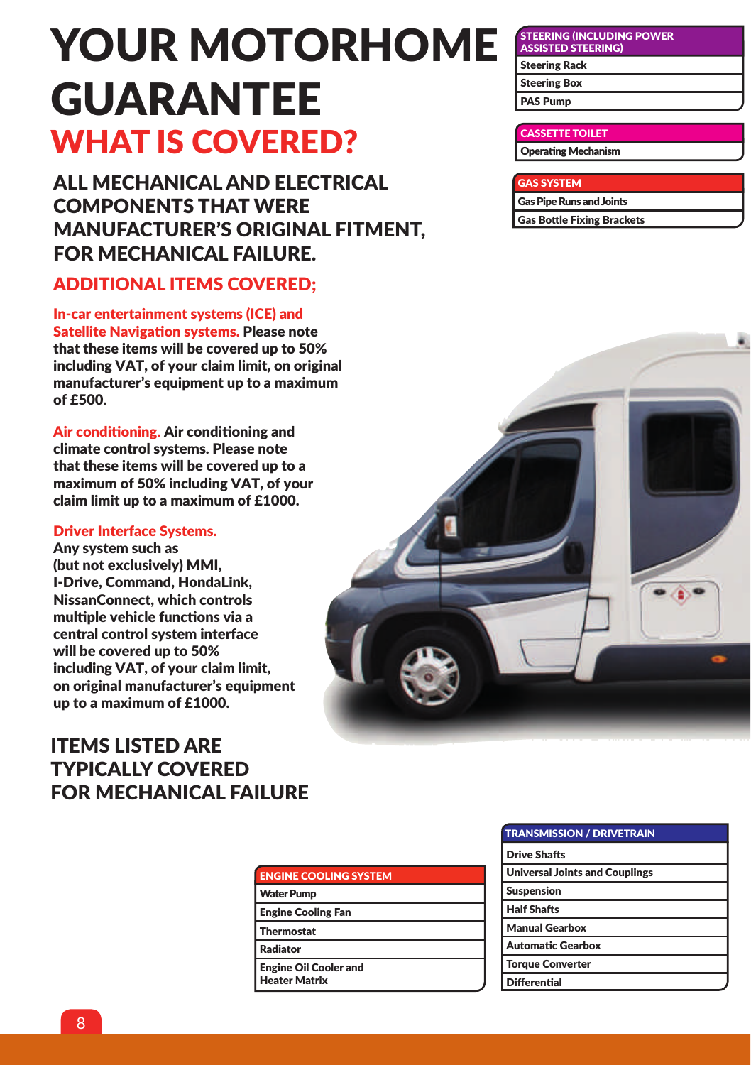# YOUR MOTORHOME GUARANTEE

## WHAT IS COVERED?

### ALL MECHANICAL AND ELECTRICAL COMPONENTS THAT WERE MANUFACTURER'S ORIGINAL FITMENT, FOR MECHANICAL FAILURE.

### ADDITIONAL ITEMS COVERED;

**In-car entertainment systems (ICE) and Satellite Navigation systems.** **Please note that these items will be covered up to 50% including VAT, of your claim limit, on original manufacturer's equipment up to a maximum of £500.**

**Air conditioning.** **Air conditioning and climate control systems. Please note that these items will be covered up to a maximum of 50% including VAT, of your claim limit up to a maximum of £1000.**

**Driver Interface Systems.**
**Any system such as (but not exclusively) MMI, I-Drive, Command, HondaLink, NissanConnect, which controls multiple vehicle functions via a central control system interface will be covered up to 50% including VAT, of your claim limit, on original manufacturer's equipment up to a maximum of £1000.**

### ITEMS LISTED ARE TYPICALLY COVERED FOR MECHANICAL FAILURE

| STEERING (INCLUDING POWER ASSISTED STEERING) |
| --- |
| Steering Rack |
| Steering Box |
| PAS Pump |

| CASSETTE TOILET |
| --- |
| Operating Mechanism |

| GAS SYSTEM |
| --- |
| Gas Pipe Runs and Joints |
| Gas Bottle Fixing Brackets |

| ENGINE COOLING SYSTEM |
| --- |
| Water Pump |
| Engine Cooling Fan |
| Thermostat |
| Radiator |
| Engine Oil Cooler and Heater Matrix |

| TRANSMISSION / DRIVETRAIN |
| --- |
| Drive Shafts |
| Universal Joints and Couplings |
| Suspension |
| Half Shafts |
| Manual Gearbox |
| Automatic Gearbox |
| Torque Converter |
| Differential |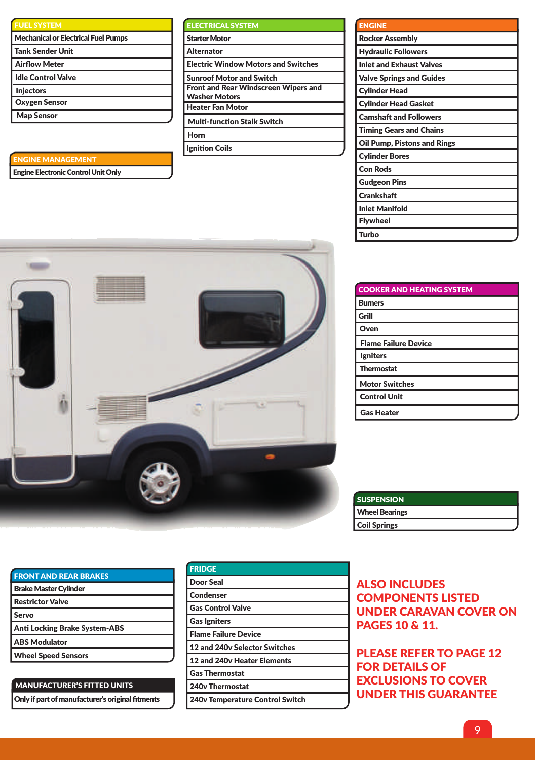| FUEL SYSTEM |
| --- |
| Mechanical or Electrical Fuel Pumps |
| Tank Sender Unit |
| Airflow Meter |
| Idle Control Valve |
| Injectors |
| Oxygen Sensor |
| Map Sensor |

| ENGINE MANAGEMENT |
| --- |
| Engine Electronic Control Unit Only |

| ELECTRICAL SYSTEM |
| --- |
| Starter Motor |
| Alternator |
| Electric Window Motors and Switches |
| Sunroof Motor and Switch |
| Front and Rear Windscreen Wipers and Washer Motors |
| Heater Fan Motor |
| Multi-function Stalk Switch |
| Horn |
| Ignition Coils |

| ENGINE |
| --- |
| Rocker Assembly |
| Hydraulic Followers |
| Inlet and Exhaust Valves |
| Valve Springs and Guides |
| Cylinder Head |
| Cylinder Head Gasket |
| Camshaft and Followers |
| Timing Gears and Chains |
| Oil Pump, Pistons and Rings |
| Cylinder Bores |
| Con Rods |
| Gudgeon Pins |
| Crankshaft |
| Inlet Manifold |
| Flywheel |
| Turbo |

| COOKER AND HEATING SYSTEM |
| --- |
| Burners |
| Grill |
| Oven |
| Flame Failure Device |
| Igniters |
| Thermostat |
| Motor Switches |
| Control Unit |
| Gas Heater |

| SUSPENSION |
| --- |
| Wheel Bearings |
| Coil Springs |

| FRONT AND REAR BRAKES |
| --- |
| Brake Master Cylinder |
| Restrictor Valve |
| Servo |
| Anti Locking Brake System-ABS |
| ABS Modulator |
| Wheel Speed Sensors |

| MANUFACTURER'S FITTED UNITS |
| --- |
| Only if part of manufacturer's original fitments |

| FRIDGE |
| --- |
| Door Seal |
| Condenser |
| Gas Control Valve |
| Gas Ignites |
| Flame Failure Device |
| 12 and 240v Selector Switches |
| 12 and 240v Heater Elements |
| Gas Thermostat |
| 240v Thermostat |
| 240v Temperature Control Switch |

**ALSO INCLUDES COMPONENTS LISTED UNDER CARAVAN COVER ON PAGES 10 & 11.**

**PLEASE REFER TO PAGE 12 FOR DETAILS OF EXCLUSIONS TO COVER UNDER THIS GUARANTEE**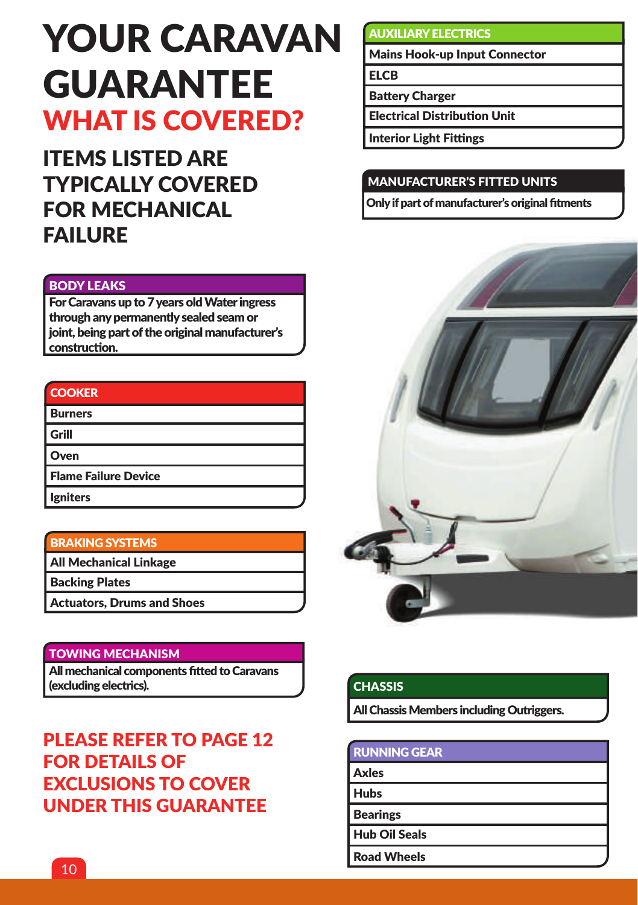# YOUR CARAVAN GUARANTEE

## WHAT IS COVERED?

### ITEMS LISTED ARE TYPICALLY COVERED FOR MECHANICAL FAILURE

| BODY LEAKS |
|---|
| For Caravans up to 7 years old Water ingress through any permanently sealed seam or joint, being part of the original manufacturer's construction. |

| COOKER |
|---|
| Burners |
| Grill |
| Oven |
| Flame Failure Device |
| Igniters |

| BRAKING SYSTEMS |
|---|
| All Mechanical Linkage |
| Backing Plates |
| Actuators, Drums and Shoes |

| TOWING MECHANISM |
|---|
| All mechanical components fitted to Caravans (excluding electrics). |

**PLEASE REFER TO PAGE 12 FOR DETAILS OF EXCLUSIONS TO COVER UNDER THIS GUARANTEE**

| AUXILIARY ELECTRICS |
|---|
| Mains Hook-up Input Connector |
| ELCB |
| Battery Charger |
| Electrical Distribution Unit |
| Interior Light Fittings |

| MANUFACTURER'S FITTED UNITS |
|---|
| Only if part of manufacturer's original fitments |

| CHASSIS |
|---|
| All Chassis Members including Outriggers. |

| RUNNING GEAR |
|---|
| Axles |
| Hubs |
| Bearings |
| Hub Oil Seals |
| Road Wheels |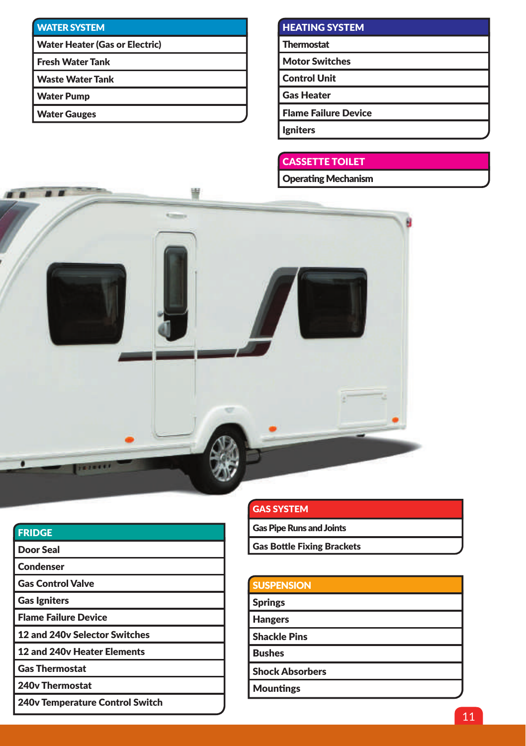| WATER SYSTEM |
| --- |
| Water Heater (Gas or Electric) |
| Fresh Water Tank |
| Waste Water Tank |
| Water Pump |
| Water Gauges |

| HEATING SYSTEM |
| --- |
| Thermostat |
| Motor Switches |
| Control Unit |
| Gas Heater |
| Flame Failure Device |
| Igniters |

| CASSETTE TOILET |
| --- |
| Operating Mechanism |

| GAS SYSTEM |
| --- |
| Gas Pipe Runs and Joints |
| Gas Bottle Fixing Brackets |

| FRIDGE |
| --- |
| Door Seal |
| Condenser |
| Gas Control Valve |
| Gas Igniters |
| Flame Failure Device |
| 12 and 240v Selector Switches |
| 12 and 240v Heater Elements |
| Gas Thermostat |
| 240v Thermostat |
| 240v Temperature Control Switch |

| SUSPENSION |
| --- |
| Springs |
| Hangers |
| Shackle Pins |
| Bushes |
| Shock Absorbers |
| Mountings |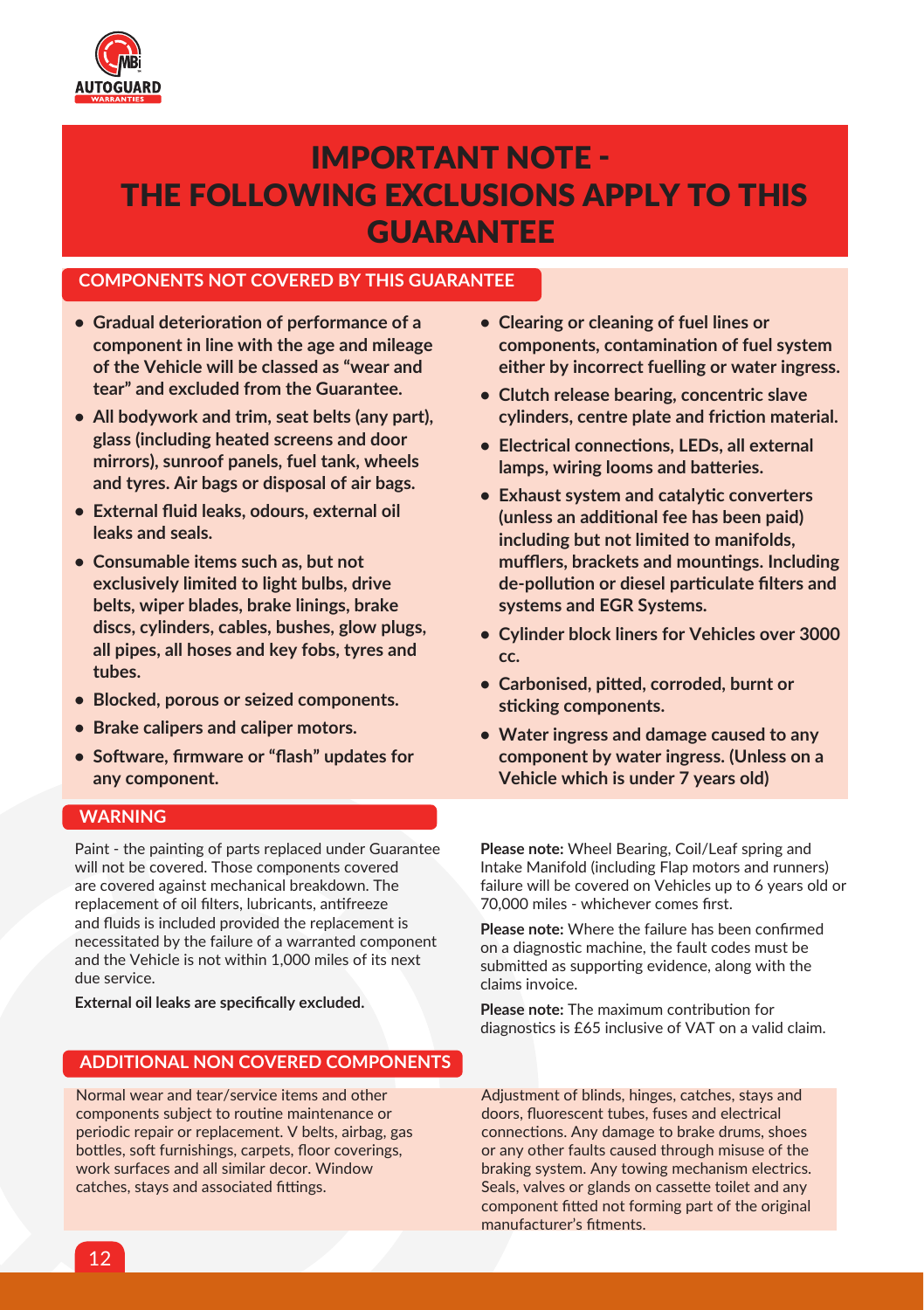# IMPORTANT NOTE - THE FOLLOWING EXCLUSIONS APPLY TO THIS GUARANTEE

## COMPONENTS NOT COVERED BY THIS GUARANTEE

- **Gradual deterioration of performance of a component in line with the age and mileage of the Vehicle will be classed as "wear and tear" and excluded from the Guarantee.**
- **All bodywork and trim, seat belts (any part), glass (including heated screens and door mirrors), sunroof panels, fuel tank, wheels and tyres. Air bags or disposal of air bags.**
- **External fluid leaks, odours, external oil leaks and seals.**
- **Consumable items such as, but not exclusively limited to light bulbs, drive belts, wiper blades, brake linings, brake discs, cylinders, cables, bushes, glow plugs, all pipes, all hoses and key fobs, tyres and tubes.**
- **Blocked, porous or seized components.**
- **Brake calipers and caliper motors.**
- **Software, firmware or "flash" updates for any component.**
- **Clearing or cleaning of fuel lines or components, contamination of fuel system either by incorrect fuelling or water ingress.**
- **Clutch release bearing, concentric slave cylinders, centre plate and friction material.**
- **Electrical connections, LEDs, all external lamps, wiring looms and batteries.**
- **Exhaust system and catalytic converters (unless an additional fee has been paid) including but not limited to manifolds, mufflers, brackets and mountings. Including de-pollution or diesel particulate filters and systems and EGR Systems.**
- **Cylinder block liners for Vehicles over 3000 cc.**
- **Carbonised, pitted, corroded, burnt or sticking components.**
- **Water ingress and damage caused to any component by water ingress. (Unless on a Vehicle which is under 7 years old)**

## WARNING

Paint - the painting of parts replaced under Guarantee will not be covered. Those components covered are covered against mechanical breakdown. The replacement of oil filters, lubricants, antifreeze and fluids is included provided the replacement is necessitated by the failure of a warranted component and the Vehicle is not within 1,000 miles of its next due service.

**External oil leaks are specifically excluded.**

**Please note:** Wheel Bearing, Coil/Leaf spring and Intake Manifold (including Flap motors and runners) failure will be covered on Vehicles up to 6 years old or 70,000 miles - whichever comes first.

**Please note:** Where the failure has been confirmed on a diagnostic machine, the fault codes must be submitted as supporting evidence, along with the claims invoice.

**Please note:** The maximum contribution for diagnostics is £65 inclusive of VAT on a valid claim.

## ADDITIONAL NON COVERED COMPONENTS

Normal wear and tear/service items and other components subject to routine maintenance or periodic repair or replacement. V belts, airbag, gas bottles, soft furnishings, carpets, floor coverings, work surfaces and all similar decor. Window catches, stays and associated fittings.

Adjustment of blinds, hinges, catches, stays and doors, fluorescent tubes, fuses and electrical connections. Any damage to brake drums, shoes or any other faults caused through misuse of the braking system. Any towing mechanism electrics. Seals, valves or glands on cassette toilet and any component fitted not forming part of the original manufacturer's fitments.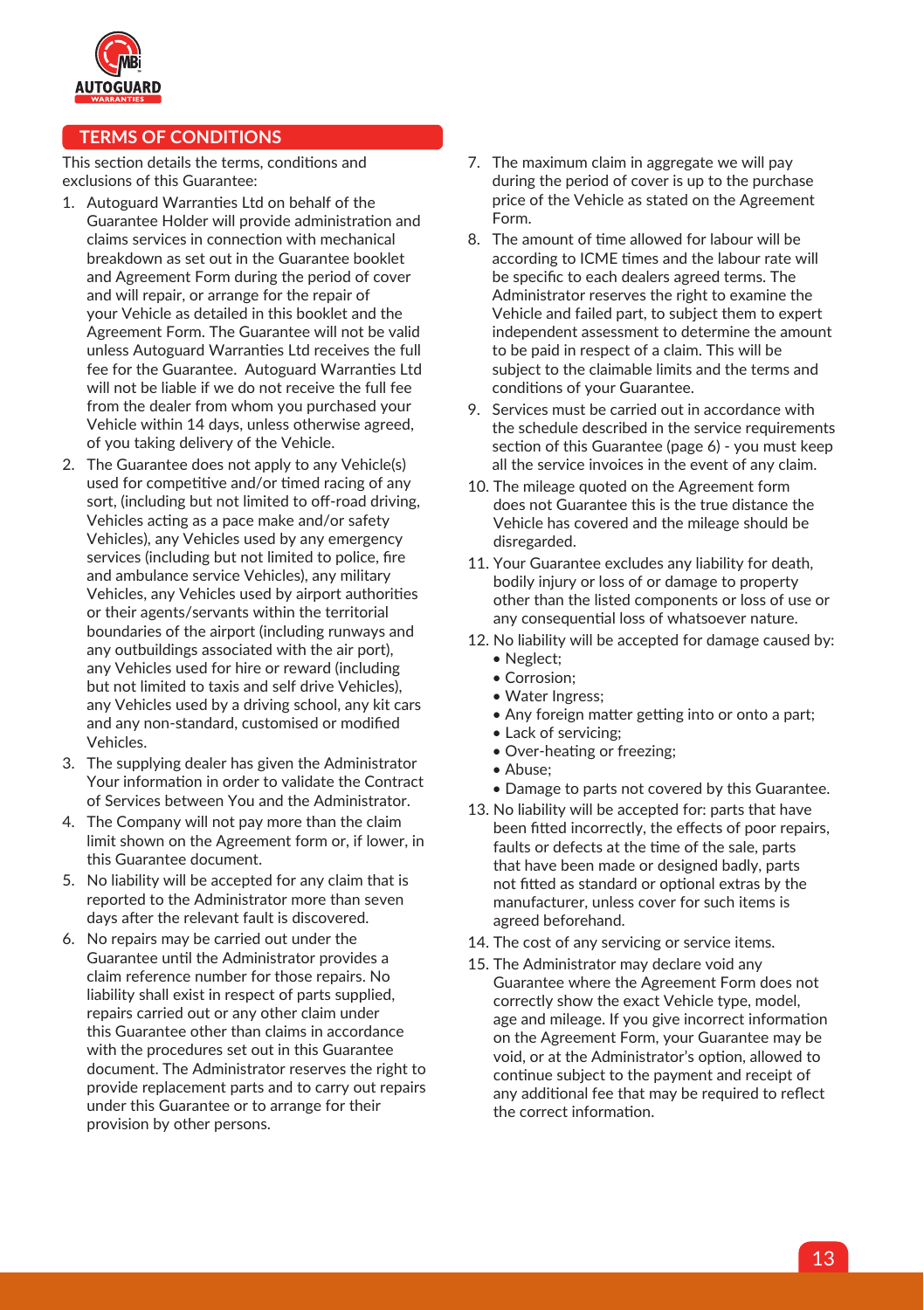## TERMS OF CONDITIONS

This section details the terms, conditions and exclusions of this Guarantee:

1. Autoguard Warranties Ltd on behalf of the Guarantee Holder will provide administration and claims services in connection with mechanical breakdown as set out in the Guarantee booklet and Agreement Form during the period of cover and will repair, or arrange for the repair of your Vehicle as detailed in this booklet and the Agreement Form. The Guarantee will not be valid unless Autoguard Warranties Ltd receives the full fee for the Guarantee. Autoguard Warranties Ltd will not be liable if we do not receive the full fee from the dealer from whom you purchased your Vehicle within 14 days, unless otherwise agreed, of you taking delivery of the Vehicle.
2. The Guarantee does not apply to any Vehicle(s) used for competitive and/or timed racing of any sort, (including but not limited to off-road driving, Vehicles acting as a pace make and/or safety Vehicles), any Vehicles used by any emergency services (including but not limited to police, fire and ambulance service Vehicles), any military Vehicles, any Vehicles used by airport authorities or their agents/servants within the territorial boundaries of the airport (including runways and any outbuildings associated with the air port), any Vehicles used for hire or reward (including but not limited to taxis and self drive Vehicles), any Vehicles used by a driving school, any kit cars and any non-standard, customised or modified Vehicles.
3. The supplying dealer has given the Administrator Your information in order to validate the Contract of Services between You and the Administrator.
4. The Company will not pay more than the claim limit shown on the Agreement form or, if lower, in this Guarantee document.
5. No liability will be accepted for any claim that is reported to the Administrator more than seven days after the relevant fault is discovered.
6. No repairs may be carried out under the Guarantee until the Administrator provides a claim reference number for those repairs. No liability shall exist in respect of parts supplied, repairs carried out or any other claim under this Guarantee other than claims in accordance with the procedures set out in this Guarantee document. The Administrator reserves the right to provide replacement parts and to carry out repairs under this Guarantee or to arrange for their provision by other persons.
7. The maximum claim in aggregate we will pay during the period of cover is up to the purchase price of the Vehicle as stated on the Agreement Form.
8. The amount of time allowed for labour will be according to ICME times and the labour rate will be specific to each dealers agreed terms. The Administrator reserves the right to examine the Vehicle and failed part, to subject them to expert independent assessment to determine the amount to be paid in respect of a claim. This will be subject to the claimable limits and the terms and conditions of your Guarantee.
9. Services must be carried out in accordance with the schedule described in the service requirements section of this Guarantee (page 6) - you must keep all the service invoices in the event of any claim.
10. The mileage quoted on the Agreement form does not Guarantee this is the true distance the Vehicle has covered and the mileage should be disregarded.
11. Your Guarantee excludes any liability for death, bodily injury or loss of or damage to property other than the listed components or loss of use or any consequential loss of whatsoever nature.
12. No liability will be accepted for damage caused by:
    - Neglect;
    - Corrosion;
    - Water Ingress;
    - Any foreign matter getting into or onto a part;
    - Lack of servicing;
    - Over-heating or freezing;
    - Abuse;
    - Damage to parts not covered by this Guarantee.
13. No liability will be accepted for: parts that have been fitted incorrectly, the effects of poor repairs, faults or defects at the time of the sale, parts that have been made or designed badly, parts not fitted as standard or optional extras by the manufacturer, unless cover for such items is agreed beforehand.
14. The cost of any servicing or service items.
15. The Administrator may declare void any Guarantee where the Agreement Form does not correctly show the exact Vehicle type, model, age and mileage. If you give incorrect information on the Agreement Form, your Guarantee may be void, or at the Administrator's option, allowed to continue subject to the payment and receipt of any additional fee that may be required to reflect the correct information.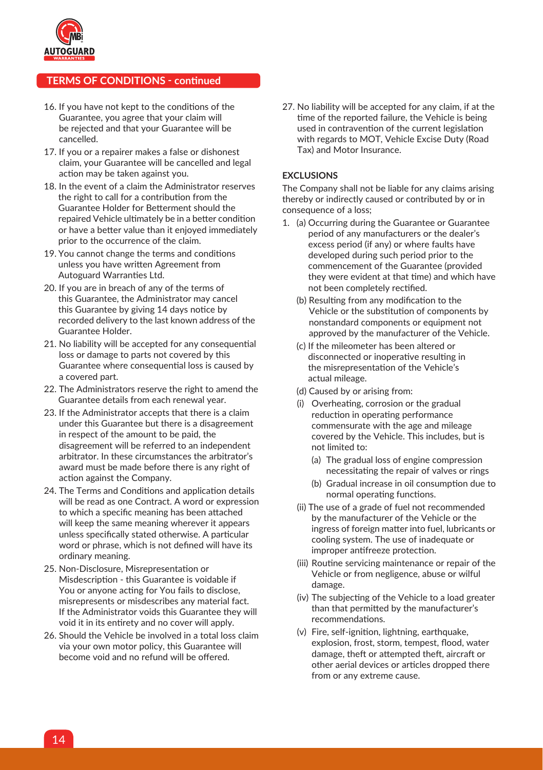## TERMS OF CONDITIONS - continued

16. If you have not kept to the conditions of the Guarantee, you agree that your claim will be rejected and that your Guarantee will be cancelled.
17. If you or a repairer makes a false or dishonest claim, your Guarantee will be cancelled and legal action may be taken against you.
18. In the event of a claim the Administrator reserves the right to call for a contribution from the Guarantee Holder for Betterment should the repaired Vehicle ultimately be in a better condition or have a better value than it enjoyed immediately prior to the occurrence of the claim.
19. You cannot change the terms and conditions unless you have written Agreement from Autoguard Warranties Ltd.
20. If you are in breach of any of the terms of this Guarantee, the Administrator may cancel this Guarantee by giving 14 days notice by recorded delivery to the last known address of the Guarantee Holder.
21. No liability will be accepted for any consequential loss or damage to parts not covered by this Guarantee where consequential loss is caused by a covered part.
22. The Administrators reserve the right to amend the Guarantee details from each renewal year.
23. If the Administrator accepts that there is a claim under this Guarantee but there is a disagreement in respect of the amount to be paid, the disagreement will be referred to an independent arbitrator. In these circumstances the arbitrator's award must be made before there is any right of action against the Company.
24. The Terms and Conditions and application details will be read as one Contract. A word or expression to which a specific meaning has been attached will keep the same meaning wherever it appears unless specifically stated otherwise. A particular word or phrase, which is not defined will have its ordinary meaning.
25. Non-Disclosure, Misrepresentation or Misdescription - this Guarantee is voidable if You or anyone acting for You fails to disclose, misrepresents or misdescribes any material fact. If the Administrator voids this Guarantee they will void it in its entirety and no cover will apply.
26. Should the Vehicle be involved in a total loss claim via your own motor policy, this Guarantee will become void and no refund will be offered.
27. No liability will be accepted for any claim, if at the time of the reported failure, the Vehicle is being used in contravention of the current legislation with regards to MOT, Vehicle Excise Duty (Road Tax) and Motor Insurance.

### EXCLUSIONS

The Company shall not be liable for any claims arising thereby or indirectly caused or contributed by or in consequence of a loss;

1. (a) Occurring during the Guarantee or Guarantee period of any manufacturers or the dealer's excess period (if any) or where faults have developed during such period prior to the commencement of the Guarantee (provided they were evident at that time) and which have not been completely rectified.
   
   (b) Resulting from any modification to the Vehicle or the substitution of components by nonstandard components or equipment not approved by the manufacturer of the Vehicle.
   
   (c) If the mileometer has been altered or disconnected or inoperative resulting in the misrepresentation of the Vehicle's actual mileage.
   
   (d) Caused by or arising from:
   
   (i) Overheating, corrosion or the gradual reduction in operating performance commensurate with the age and mileage covered by the Vehicle. This includes, but is not limited to:
      - (a) The gradual loss of engine compression necessitating the repair of valves or rings
      - (b) Gradual increase in oil consumption due to normal operating functions.
   
   (ii) The use of a grade of fuel not recommended by the manufacturer of the Vehicle or the ingress of foreign matter into fuel, lubricants or cooling system. The use of inadequate or improper antifreeze protection.
   
   (iii) Routine servicing maintenance or repair of the Vehicle or from negligence, abuse or wilful damage.
   
   (iv) The subjecting of the Vehicle to a load greater than that permitted by the manufacturer's recommendations.
   
   (v) Fire, self-ignition, lightning, earthquake, explosion, frost, storm, tempest, flood, water damage, theft or attempted theft, aircraft or other aerial devices or articles dropped there from or any extreme cause.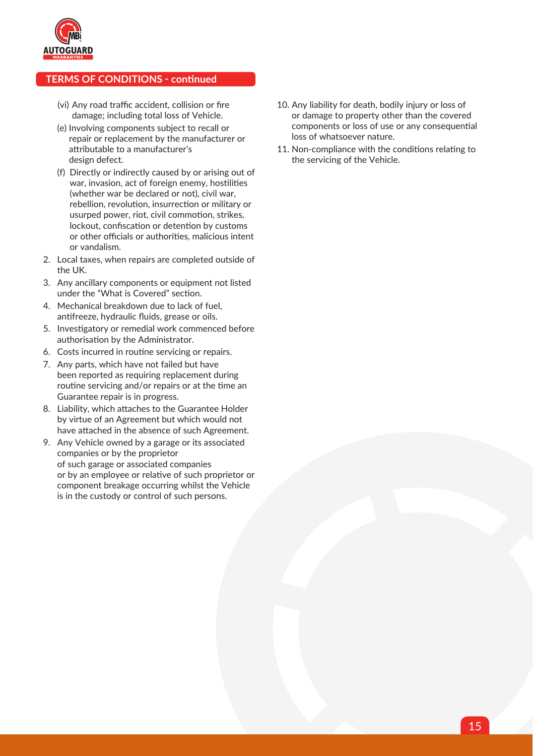## TERMS OF CONDITIONS - continued

   (vi) Any road traffic accident, collision or fire damage; including total loss of Vehicle.

   (e) Involving components subject to recall or repair or replacement by the manufacturer or attributable to a manufacturer's design defect.

   (f) Directly or indirectly caused by or arising out of war, invasion, act of foreign enemy, hostilities (whether war be declared or not), civil war, rebellion, revolution, insurrection or military or usurped power, riot, civil commotion, strikes, lockout, confiscation or detention by customs or other officials or authorities, malicious intent or vandalism.

2. Local taxes, when repairs are completed outside of the UK.
3. Any ancillary components or equipment not listed under the "What is Covered" section.
4. Mechanical breakdown due to lack of fuel, antifreeze, hydraulic fluids, grease or oils.
5. Investigatory or remedial work commenced before authorisation by the Administrator.
6. Costs incurred in routine servicing or repairs.
7. Any parts, which have not failed but have been reported as requiring replacement during routine servicing and/or repairs or at the time an Guarantee repair is in progress.
8. Liability, which attaches to the Guarantee Holder by virtue of an Agreement but which would not have attached in the absence of such Agreement.
9. Any Vehicle owned by a garage or its associated companies or by the proprietor of such garage or associated companies or by an employee or relative of such proprietor or component breakage occurring whilst the Vehicle is in the custody or control of such persons.
10. Any liability for death, bodily injury or loss of or damage to property other than the covered components or loss of use or any consequential loss of whatsoever nature.
11. Non-compliance with the conditions relating to the servicing of the Vehicle.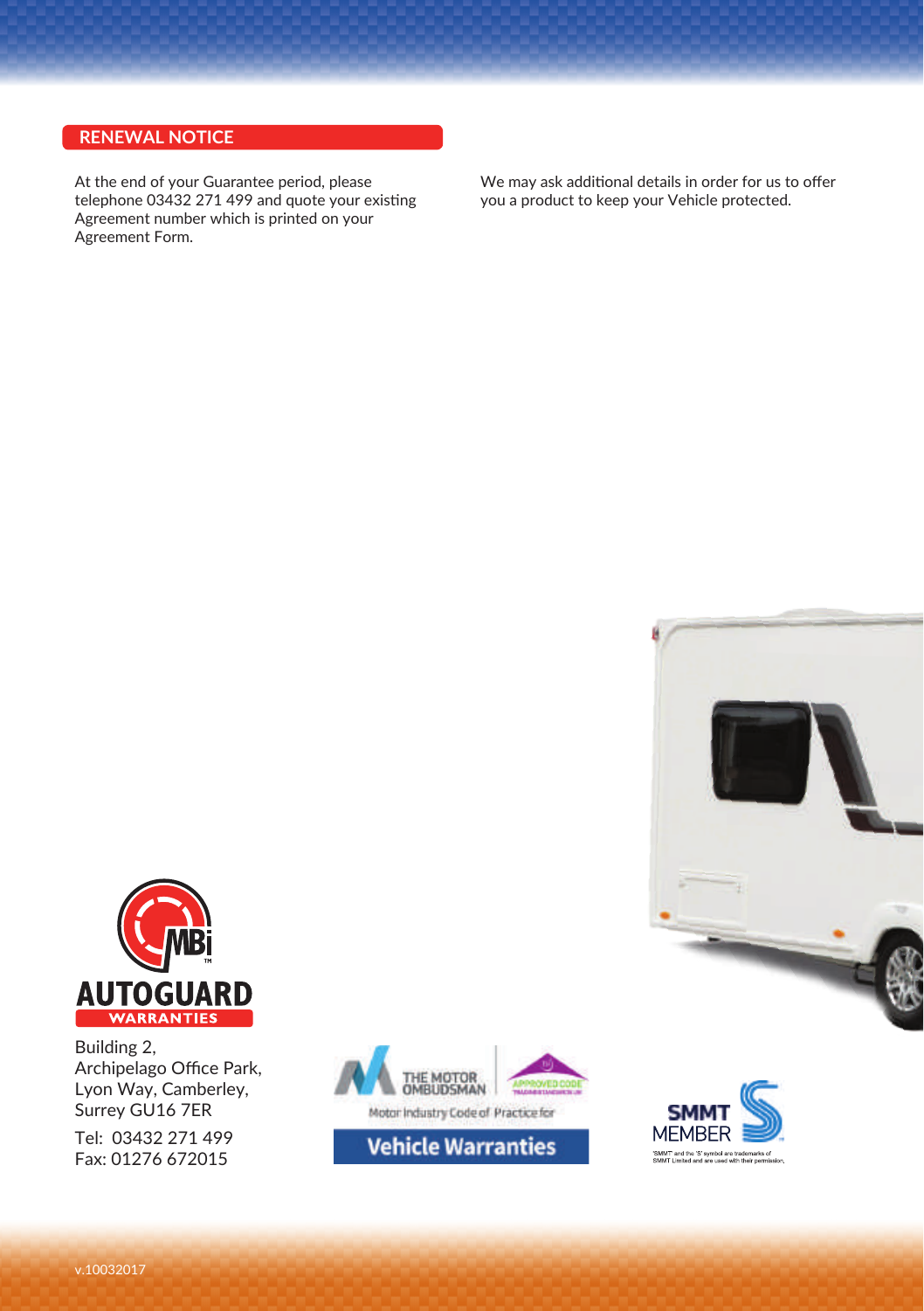## RENEWAL NOTICE

At the end of your Guarantee period, please telephone 03432 271 499 and quote your existing Agreement number which is printed on your Agreement Form.

We may ask additional details in order for us to offer you a product to keep your Vehicle protected.

AUTOGUARD WARRANTIES

Building 2,
Archipelago Office Park,
Lyon Way, Camberley,
Surrey GU16 7ER

Tel: 03432 271 499
Fax: 01276 672015

THE MOTOR OMBUDSMAN

Motor Industry Code of Practice for Vehicle Warranties

SMMT MEMBER

'SMMT' and the 'S' symbol are trademarks of SMMT Limited and are used with their permission.

v.10032017